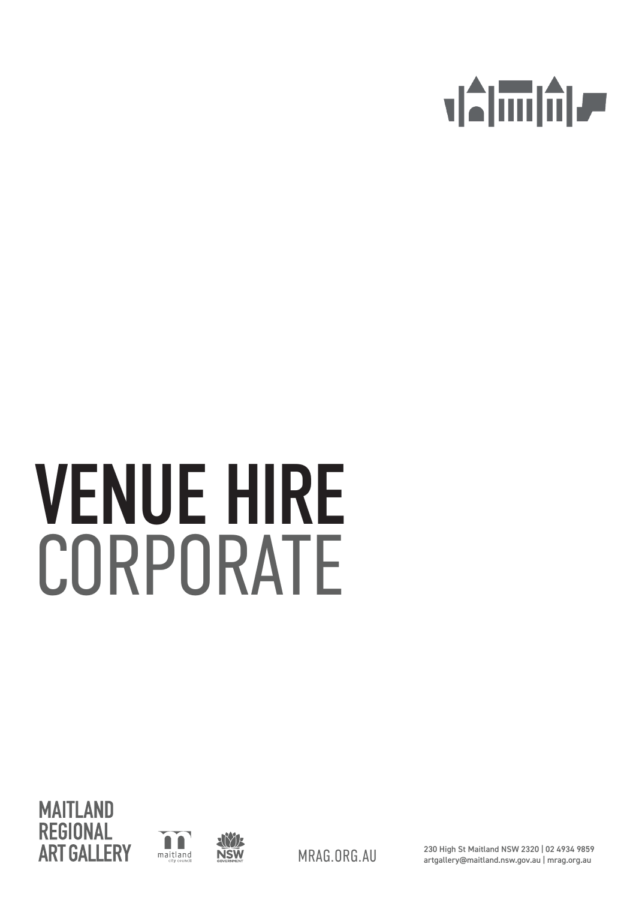# VENUE HIRE
CORPORATE

MAITLAND
REGIONAL
ART GALLERY

maitland
city council

NSW
GOVERNMENT

MRAG.ORG.AU

230 High St Maitland NSW 2320 | 02 4934 9859
artgallery@maitland.nsw.gov.au | mrag.org.au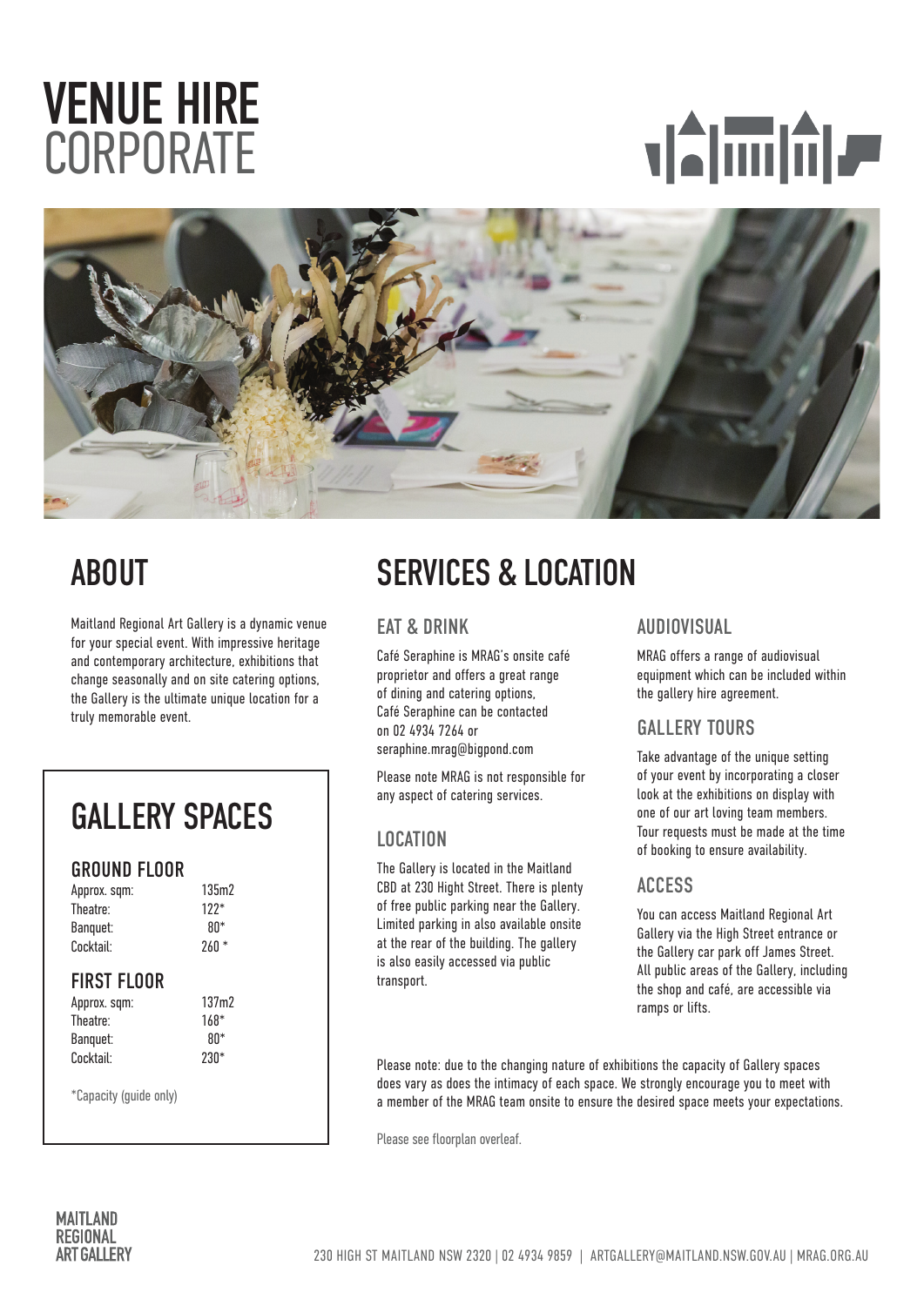# VENUE HIRE
CORPORATE

## ABOUT

Maitland Regional Art Gallery is a dynamic venue for your special event. With impressive heritage and contemporary architecture, exhibitions that change seasonally and on site catering options, the Gallery is the ultimate unique location for a truly memorable event.

## GALLERY SPACES

### GROUND FLOOR

| | |
|---|---|
| Approx. sqm: | 135m2 |
| Theatre: | 122* |
| Banquet: | 80* |
| Cocktail: | 260 * |

### FIRST FLOOR

| | |
|---|---|
| Approx. sqm: | 137m2 |
| Theatre: | 168* |
| Banquet: | 80* |
| Cocktail: | 230* |

*Capacity (guide only)

## SERVICES & LOCATION

### EAT & DRINK

Café Seraphine is MRAG's onsite café proprietor and offers a great range of dining and catering options, Café Seraphine can be contacted on 02 4934 7264 or seraphine.mrag@bigpond.com

Please note MRAG is not responsible for any aspect of catering services.

### LOCATION

The Gallery is located in the Maitland CBD at 230 Hight Street. There is plenty of free public parking near the Gallery. Limited parking in also available onsite at the rear of the building. The gallery is also easily accessed via public transport.

### AUDIOVISUAL

MRAG offers a range of audiovisual equipment which can be included within the gallery hire agreement.

### GALLERY TOURS

Take advantage of the unique setting of your event by incorporating a closer look at the exhibitions on display with one of our art loving team members. Tour requests must be made at the time of booking to ensure availability.

### ACCESS

You can access Maitland Regional Art Gallery via the High Street entrance or the Gallery car park off James Street. All public areas of the Gallery, including the shop and café, are accessible via ramps or lifts.

Please note: due to the changing nature of exhibitions the capacity of Gallery spaces does vary as does the intimacy of each space. We strongly encourage you to meet with a member of the MRAG team onsite to ensure the desired space meets your expectations.

Please see floorplan overleaf.

MAITLAND REGIONAL ART GALLERY

230 HIGH ST MAITLAND NSW 2320 | 02 4934 9859 | ARTGALLERY@MAITLAND.NSW.GOV.AU | MRAG.ORG.AU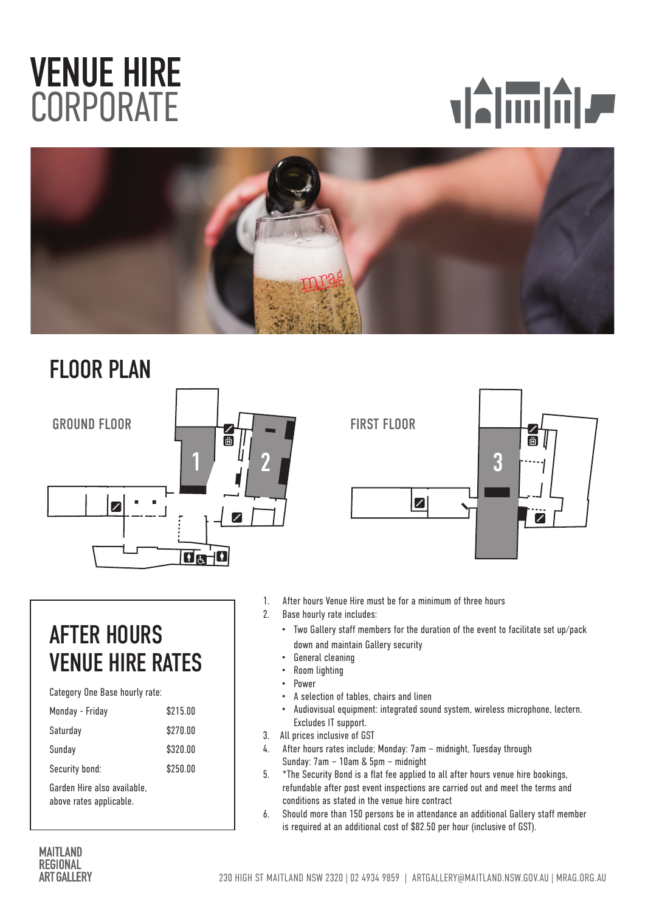# VENUE HIRE
CORPORATE

## FLOOR PLAN

GROUND FLOOR

FIRST FLOOR

1

2

3

## AFTER HOURS VENUE HIRE RATES

Category One Base hourly rate:

| | |
|---|---|
| Monday - Friday | $215.00 |
| Saturday | $270.00 |
| Sunday | $320.00 |
| Security bond: | $250.00 |

Garden Hire also available, above rates applicable.

1. After hours Venue Hire must be for a minimum of three hours
2. Base hourly rate includes:
   - Two Gallery staff members for the duration of the event to facilitate set up/pack down and maintain Gallery security
   - General cleaning
   - Room lighting
   - Power
   - A selection of tables, chairs and linen
   - Audiovisual equipment: integrated sound system, wireless microphone, lectern. Excludes IT support.
3. All prices inclusive of GST
4. After hours rates include; Monday: 7am – midnight, Tuesday through Sunday: 7am – 10am & 5pm – midnight
5. *The Security Bond is a flat fee applied to all after hours venue hire bookings, refundable after post event inspections are carried out and meet the terms and conditions as stated in the venue hire contract
6. Should more than 150 persons be in attendance an additional Gallery staff member is required at an additional cost of $82.50 per hour (inclusive of GST).

MAITLAND REGIONAL ART GALLERY

230 HIGH ST MAITLAND NSW 2320 | 02 4934 9859 | ARTGALLERY@MAITLAND.NSW.GOV.AU | MRAG.ORG.AU